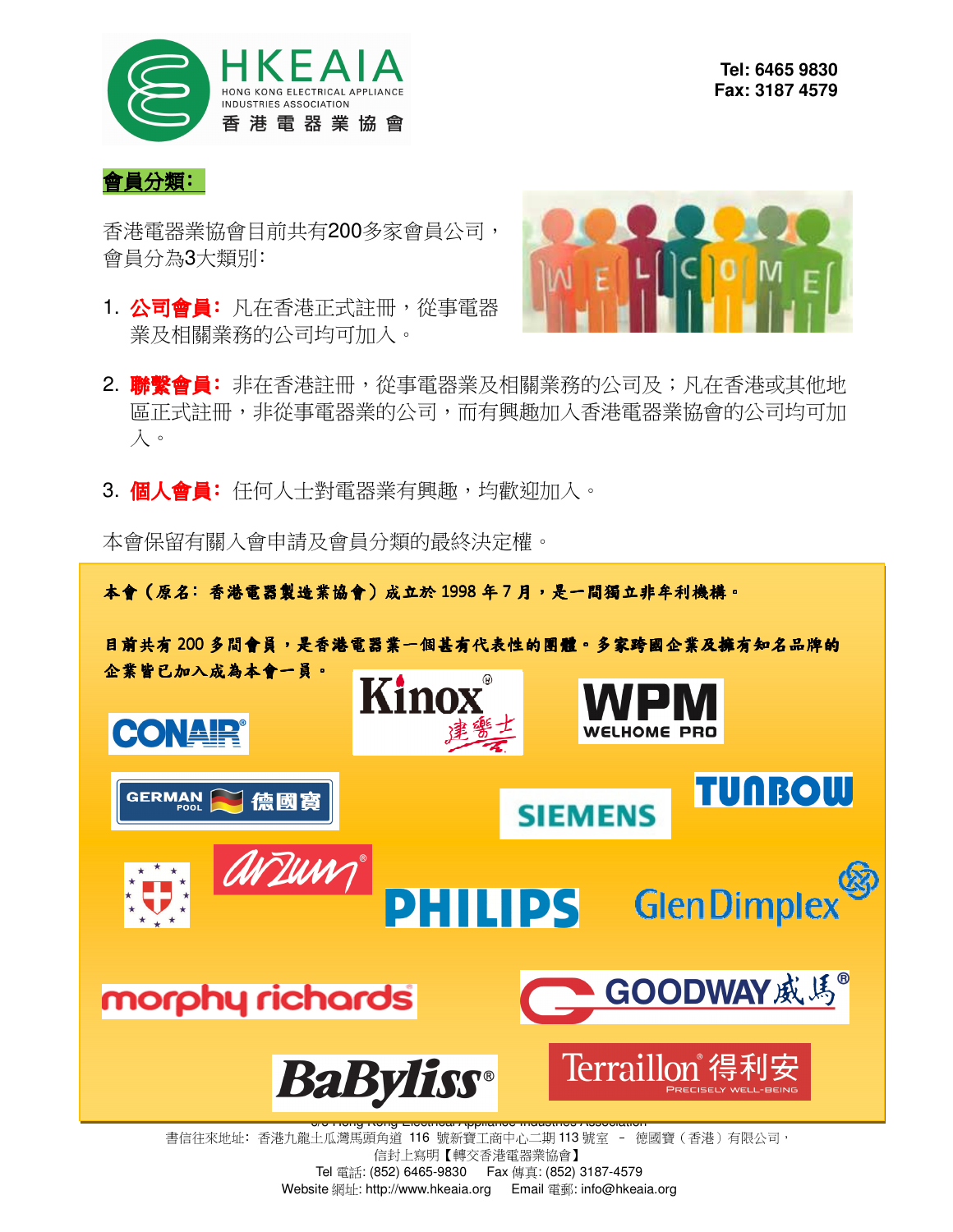HKEAIA
HONG KONG ELECTRICAL APPLIANCE INDUSTRIES ASSOCIATION
香港電器業協會

Tel: 6465 9830
Fax: 3187 4579

## 會員分類：

香港電器業協會目前共有200多家會員公司，會員分為3大類別：

1. **公司會員：** 凡在香港正式註冊，從事電器業及相關業務的公司均可加入。

2. **聯繫會員：** 非在香港註冊，從事電器業及相關業務的公司及；凡在香港或其他地區正式註冊，非從事電器業的公司，而有興趣加入香港電器業協會的公司均可加入。

3. **個人會員：** 任何人士對電器業有興趣，均歡迎加入。

本會保留有關入會申請及會員分類的最終決定權。

**本會（原名：香港電器製造業協會）成立於 1998 年 7 月，是一間獨立非牟利機構。**

**目前共有 200 多間會員，是香港電器業一個甚有代表性的團體。多家跨國企業及擁有知名品牌的企業皆已加入成為本會一員。**

CONAIR · Kinox 建響士 · WPM WELHOME PRO · GERMAN POOL 德國寶 · SIEMENS · TUNBOW · arzum · PHILIPS · GlenDimplex · morphy richards · GOODWAY 威馬 · BaByliss · Terraillon 得利安 PRECISELY WELL-BEING

c/o Hong Kong Electrical Appliance Industries Association
書信往來地址：香港九龍土瓜灣馬頭角道 116 號新寶工商中心二期 113 號室 – 德國寶（香港）有限公司，
信封上寫明【轉交香港電器業協會】
Tel 電話: (852) 6465-9830 Fax 傳真: (852) 3187-4579
Website 網址: http://www.hkeaia.org Email 電郵: info@hkeaia.org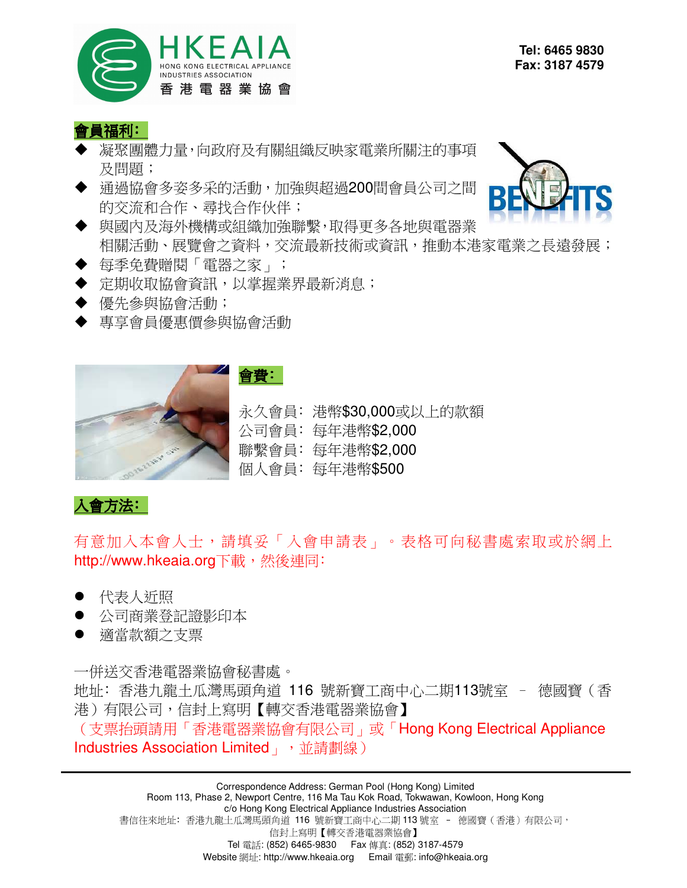HKEAIA
HONG KONG ELECTRICAL APPLIANCE INDUSTRIES ASSOCIATION
香港電器業協會

Tel: 6465 9830
Fax: 3187 4579

## 會員福利:

- 凝聚團體力量,向政府及有關組織反映家電業所關注的事項及問題;
- 通過協會多姿多采的活動,加強與超過200間會員公司之間的交流和合作、尋找合作伙伴;
- 與國內及海外機構或組織加強聯繫,取得更多各地與電器業相關活動、展覽會之資料,交流最新技術或資訊,推動本港家電業之長遠發展;
- 每季免費贈閱「電器之家」;
- 定期收取協會資訊,以掌握業界最新消息;
- 優先參與協會活動;
- 專享會員優惠價參與協會活動

## 會費:

永久會員: 港幣$30,000或以上的款額
公司會員: 每年港幣$2,000
聯繫會員: 每年港幣$2,000
個人會員: 每年港幣$500

## 入會方法:

有意加入本會人士,請填妥「入會申請表」。表格可向秘書處索取或於網上http://www.hkeaia.org下載,然後連同:

- 代表人近照
- 公司商業登記證影印本
- 適當款額之支票

一併送交香港電器業協會秘書處。
地址: 香港九龍土瓜灣馬頭角道 116 號新寶工商中心二期113號室 – 德國寶(香港)有限公司,信封上寫明【轉交香港電器業協會】
(支票抬頭請用「香港電器業協會有限公司」或「Hong Kong Electrical Appliance Industries Association Limited」,並請劃線)

---

Correspondence Address: German Pool (Hong Kong) Limited
Room 113, Phase 2, Newport Centre, 116 Ma Tau Kok Road, Tokwawan, Kowloon, Hong Kong
c/o Hong Kong Electrical Appliance Industries Association
書信往來地址: 香港九龍土瓜灣馬頭角道 116 號新寶工商中心二期 113 號室 – 德國寶(香港)有限公司,
信封上寫明【轉交香港電器業協會】
Tel 電話: (852) 6465-9830 Fax 傳真: (852) 3187-4579
Website 網址: http://www.hkeaia.org Email 電郵: info@hkeaia.org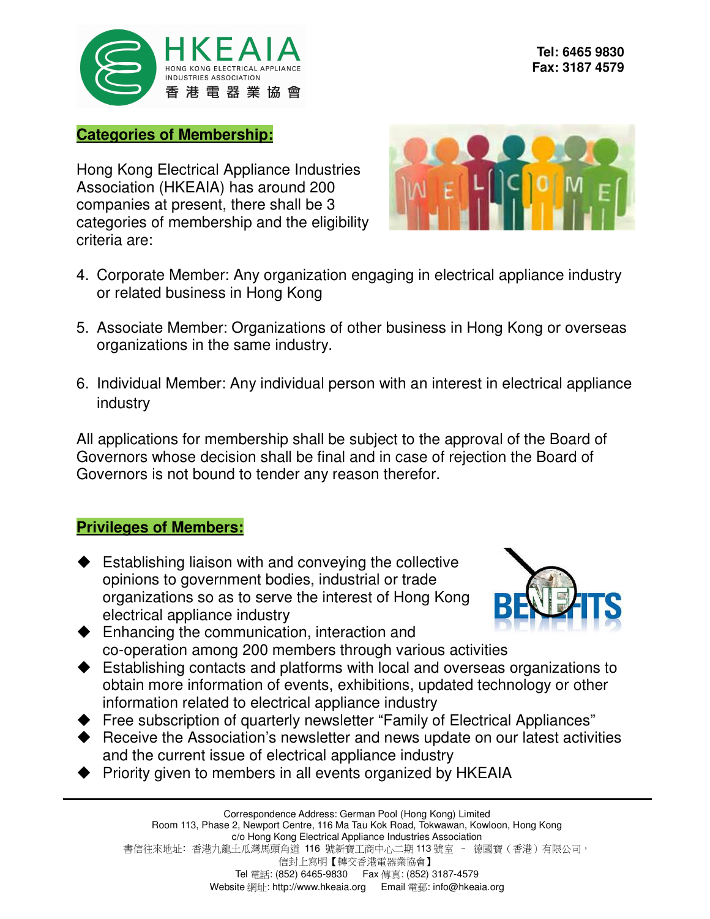## Categories of Membership:

Hong Kong Electrical Appliance Industries Association (HKEAIA) has around 200 companies at present, there shall be 3 categories of membership and the eligibility criteria are:

4. Corporate Member: Any organization engaging in electrical appliance industry or related business in Hong Kong
5. Associate Member: Organizations of other business in Hong Kong or overseas organizations in the same industry.
6. Individual Member: Any individual person with an interest in electrical appliance industry

All applications for membership shall be subject to the approval of the Board of Governors whose decision shall be final and in case of rejection the Board of Governors is not bound to tender any reason therefor.

## Privileges of Members:

- Establishing liaison with and conveying the collective opinions to government bodies, industrial or trade organizations so as to serve the interest of Hong Kong electrical appliance industry
- Enhancing the communication, interaction and co-operation among 200 members through various activities
- Establishing contacts and platforms with local and overseas organizations to obtain more information of events, exhibitions, updated technology or other information related to electrical appliance industry
- Free subscription of quarterly newsletter "Family of Electrical Appliances"
- Receive the Association's newsletter and news update on our latest activities and the current issue of electrical appliance industry
- Priority given to members in all events organized by HKEAIA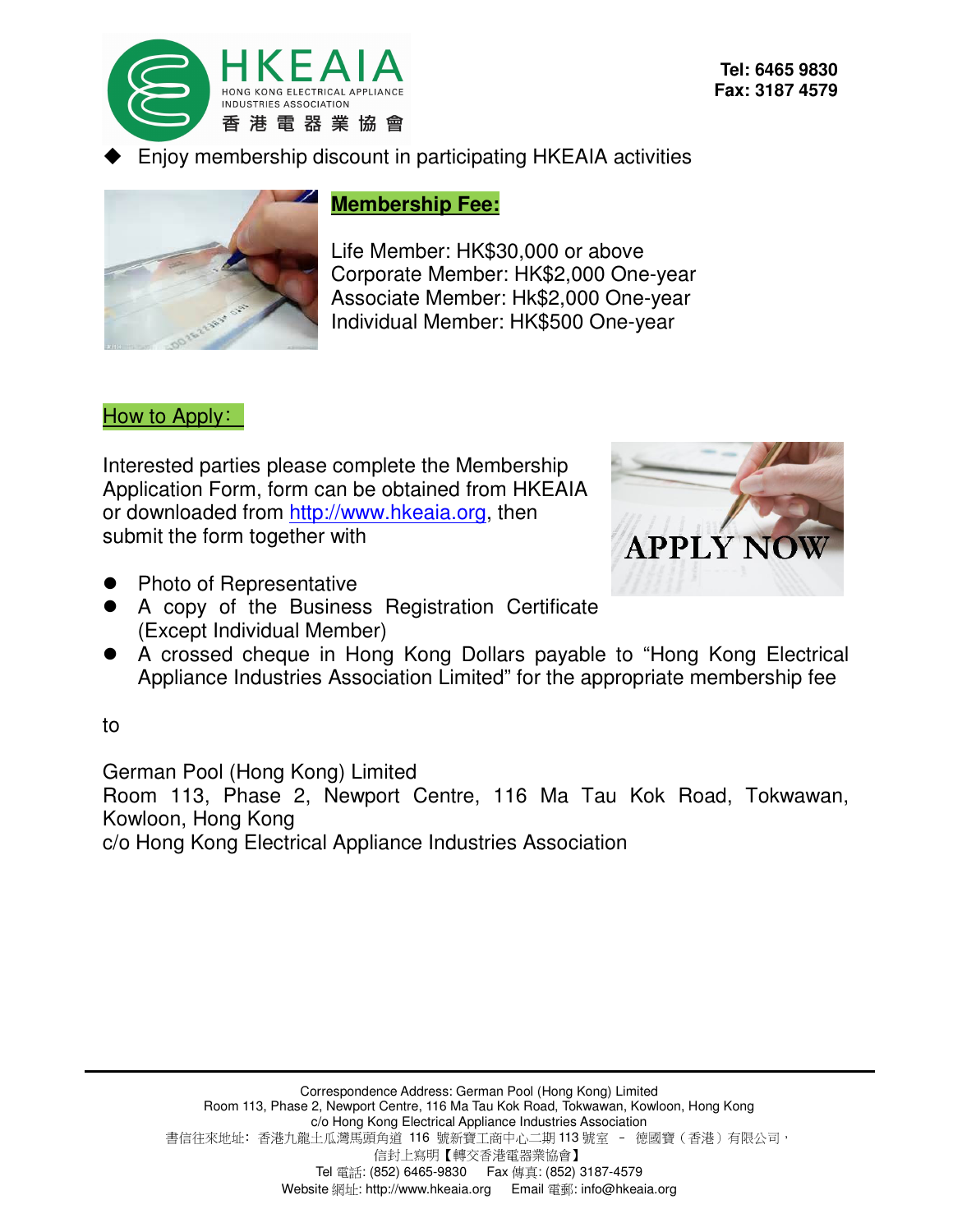Tel: 6465 9830
Fax: 3187 4579

- Enjoy membership discount in participating HKEAIA activities

**Membership Fee:**

Life Member: HK$30,000 or above
Corporate Member: HK$2,000 One-year
Associate Member: Hk$2,000 One-year
Individual Member: HK$500 One-year

**How to Apply:**

Interested parties please complete the Membership Application Form, form can be obtained from HKEAIA or downloaded from http://www.hkeaia.org, then submit the form together with

- Photo of Representative
- A copy of the Business Registration Certificate (Except Individual Member)
- A crossed cheque in Hong Kong Dollars payable to "Hong Kong Electrical Appliance Industries Association Limited" for the appropriate membership fee

to

German Pool (Hong Kong) Limited
Room 113, Phase 2, Newport Centre, 116 Ma Tau Kok Road, Tokwawan, Kowloon, Hong Kong
c/o Hong Kong Electrical Appliance Industries Association

Correspondence Address: German Pool (Hong Kong) Limited
Room 113, Phase 2, Newport Centre, 116 Ma Tau Kok Road, Tokwawan, Kowloon, Hong Kong
c/o Hong Kong Electrical Appliance Industries Association
書信往來地址：香港九龍土瓜灣馬頭角道 116 號新寶工商中心二期 113 號室 － 德國寶（香港）有限公司，
信封上寫明【轉交香港電器業協會】
Tel 電話: (852) 6465-9830 Fax 傳真: (852) 3187-4579
Website 網址: http://www.hkeaia.org Email 電郵: info@hkeaia.org